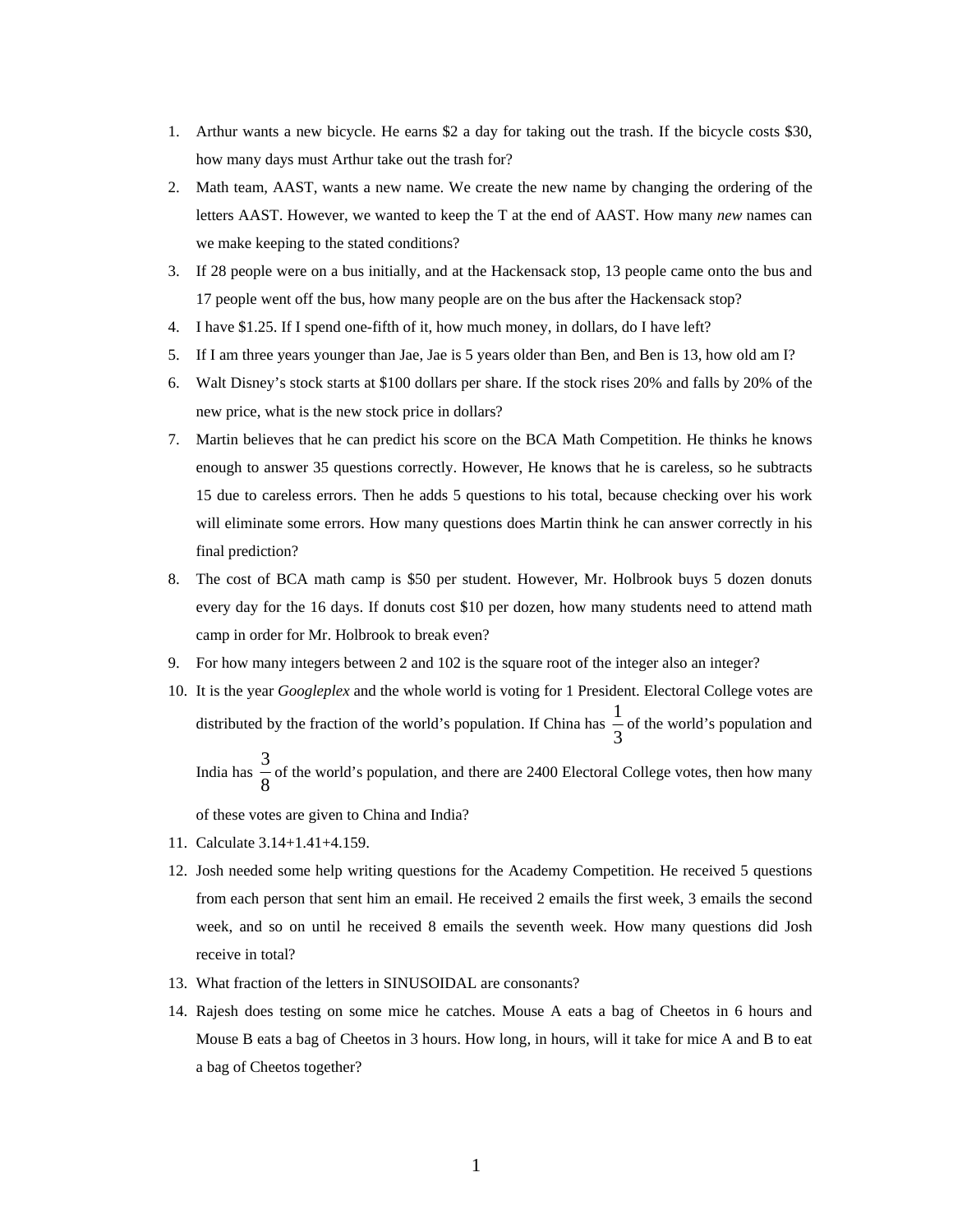1. Arthur wants a new bicycle. He earns \$2 a day for taking out the trash. If the bicycle costs \$30, how many days must Arthur take out the trash for?
2. Math team, AAST, wants a new name. We create the new name by changing the ordering of the letters AAST. However, we wanted to keep the T at the end of AAST. How many *new* names can we make keeping to the stated conditions?
3. If 28 people were on a bus initially, and at the Hackensack stop, 13 people came onto the bus and 17 people went off the bus, how many people are on the bus after the Hackensack stop?
4. I have \$1.25. If I spend one-fifth of it, how much money, in dollars, do I have left?
5. If I am three years younger than Jae, Jae is 5 years older than Ben, and Ben is 13, how old am I?
6. Walt Disney's stock starts at \$100 dollars per share. If the stock rises 20% and falls by 20% of the new price, what is the new stock price in dollars?
7. Martin believes that he can predict his score on the BCA Math Competition. He thinks he knows enough to answer 35 questions correctly. However, He knows that he is careless, so he subtracts 15 due to careless errors. Then he adds 5 questions to his total, because checking over his work will eliminate some errors. How many questions does Martin think he can answer correctly in his final prediction?
8. The cost of BCA math camp is \$50 per student. However, Mr. Holbrook buys 5 dozen donuts every day for the 16 days. If donuts cost \$10 per dozen, how many students need to attend math camp in order for Mr. Holbrook to break even?
9. For how many integers between 2 and 102 is the square root of the integer also an integer?
10. It is the year *Googleplex* and the whole world is voting for 1 President. Electoral College votes are distributed by the fraction of the world's population. If China has $\frac{1}{3}$ of the world's population and India has $\frac{3}{8}$ of the world's population, and there are 2400 Electoral College votes, then how many of these votes are given to China and India?
11. Calculate 3.14+1.41+4.159.
12. Josh needed some help writing questions for the Academy Competition. He received 5 questions from each person that sent him an email. He received 2 emails the first week, 3 emails the second week, and so on until he received 8 emails the seventh week. How many questions did Josh receive in total?
13. What fraction of the letters in SINUSOIDAL are consonants?
14. Rajesh does testing on some mice he catches. Mouse A eats a bag of Cheetos in 6 hours and Mouse B eats a bag of Cheetos in 3 hours. How long, in hours, will it take for mice A and B to eat a bag of Cheetos together?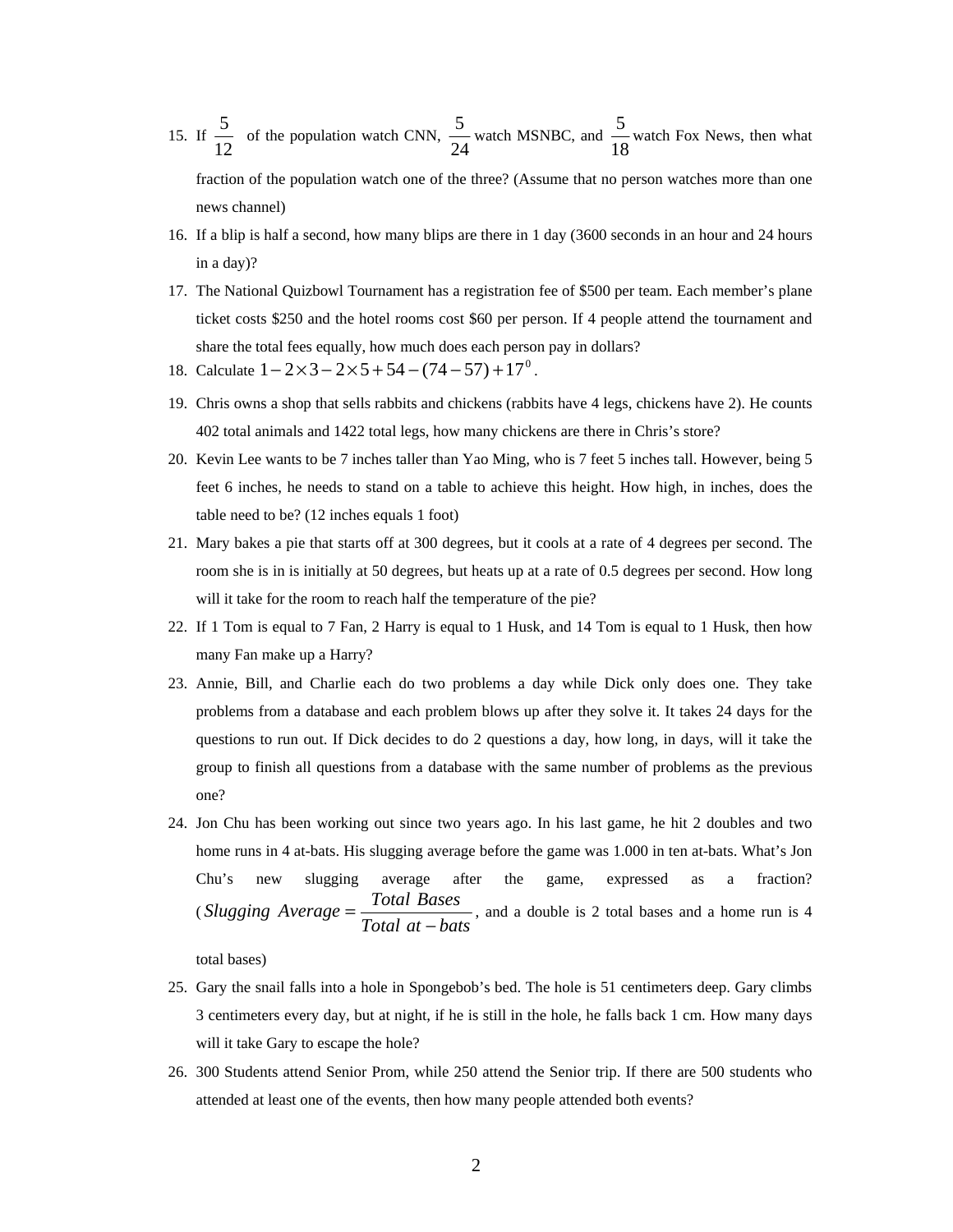15. If $\frac{5}{12}$ of the population watch CNN, $\frac{5}{24}$ watch MSNBC, and $\frac{5}{18}$ watch Fox News, then what fraction of the population watch one of the three? (Assume that no person watches more than one news channel)
16. If a blip is half a second, how many blips are there in 1 day (3600 seconds in an hour and 24 hours in a day)?
17. The National Quizbowl Tournament has a registration fee of $500 per team. Each member's plane ticket costs $250 and the hotel rooms cost $60 per person. If 4 people attend the tournament and share the total fees equally, how much does each person pay in dollars?
18. Calculate $1-2\times 3-2\times 5+54-(74-57)+17^0$.
19. Chris owns a shop that sells rabbits and chickens (rabbits have 4 legs, chickens have 2). He counts 402 total animals and 1422 total legs, how many chickens are there in Chris's store?
20. Kevin Lee wants to be 7 inches taller than Yao Ming, who is 7 feet 5 inches tall. However, being 5 feet 6 inches, he needs to stand on a table to achieve this height. How high, in inches, does the table need to be? (12 inches equals 1 foot)
21. Mary bakes a pie that starts off at 300 degrees, but it cools at a rate of 4 degrees per second. The room she is in is initially at 50 degrees, but heats up at a rate of 0.5 degrees per second. How long will it take for the room to reach half the temperature of the pie?
22. If 1 Tom is equal to 7 Fan, 2 Harry is equal to 1 Husk, and 14 Tom is equal to 1 Husk, then how many Fan make up a Harry?
23. Annie, Bill, and Charlie each do two problems a day while Dick only does one. They take problems from a database and each problem blows up after they solve it. It takes 24 days for the questions to run out. If Dick decides to do 2 questions a day, how long, in days, will it take the group to finish all questions from a database with the same number of problems as the previous one?
24. Jon Chu has been working out since two years ago. In his last game, he hit 2 doubles and two home runs in 4 at-bats. His slugging average before the game was 1.000 in ten at-bats. What's Jon Chu's new slugging average after the game, expressed as a fraction? ($Slugging\ Average = \frac{Total\ Bases}{Total\ at-bats}$, and a double is 2 total bases and a home run is 4 total bases)
25. Gary the snail falls into a hole in Spongebob's bed. The hole is 51 centimeters deep. Gary climbs 3 centimeters every day, but at night, if he is still in the hole, he falls back 1 cm. How many days will it take Gary to escape the hole?
26. 300 Students attend Senior Prom, while 250 attend the Senior trip. If there are 500 students who attended at least one of the events, then how many people attended both events?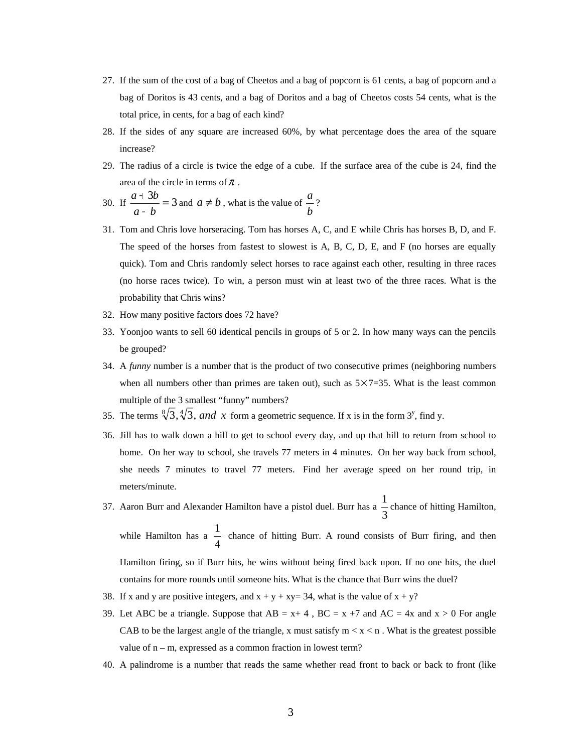27. If the sum of the cost of a bag of Cheetos and a bag of popcorn is 61 cents, a bag of popcorn and a bag of Doritos is 43 cents, and a bag of Doritos and a bag of Cheetos costs 54 cents, what is the total price, in cents, for a bag of each kind?
28. If the sides of any square are increased 60%, by what percentage does the area of the square increase?
29. The radius of a circle is twice the edge of a cube. If the surface area of the cube is 24, find the area of the circle in terms of $\pi$.
30. If $\frac{a+3b}{a-b}=3$ and $a \neq b$, what is the value of $\frac{a}{b}$?
31. Tom and Chris love horseracing. Tom has horses A, C, and E while Chris has horses B, D, and F. The speed of the horses from fastest to slowest is A, B, C, D, E, and F (no horses are equally quick). Tom and Chris randomly select horses to race against each other, resulting in three races (no horse races twice). To win, a person must win at least two of the three races. What is the probability that Chris wins?
32. How many positive factors does 72 have?
33. Yoonjoo wants to sell 60 identical pencils in groups of 5 or 2. In how many ways can the pencils be grouped?
34. A *funny* number is a number that is the product of two consecutive primes (neighboring numbers when all numbers other than primes are taken out), such as $5\times7=35$. What is the least common multiple of the 3 smallest "funny" numbers?
35. The terms $\sqrt[8]{3}, \sqrt[4]{3},$ *and* $x$ form a geometric sequence. If x is in the form $3^y$, find y.
36. Jill has to walk down a hill to get to school every day, and up that hill to return from school to home. On her way to school, she travels 77 meters in 4 minutes. On her way back from school, she needs 7 minutes to travel 77 meters. Find her average speed on her round trip, in meters/minute.
37. Aaron Burr and Alexander Hamilton have a pistol duel. Burr has a $\frac{1}{3}$ chance of hitting Hamilton, while Hamilton has a $\frac{1}{4}$ chance of hitting Burr. A round consists of Burr firing, and then Hamilton firing, so if Burr hits, he wins without being fired back upon. If no one hits, the duel contains for more rounds until someone hits. What is the chance that Burr wins the duel?
38. If x and y are positive integers, and x + y + xy= 34, what is the value of x + y?
39. Let ABC be a triangle. Suppose that AB = x+ 4 , BC = x +7 and AC = 4x and x > 0 For angle CAB to be the largest angle of the triangle, x must satisfy m < x < n . What is the greatest possible value of n – m, expressed as a common fraction in lowest term?
40. A palindrome is a number that reads the same whether read front to back or back to front (like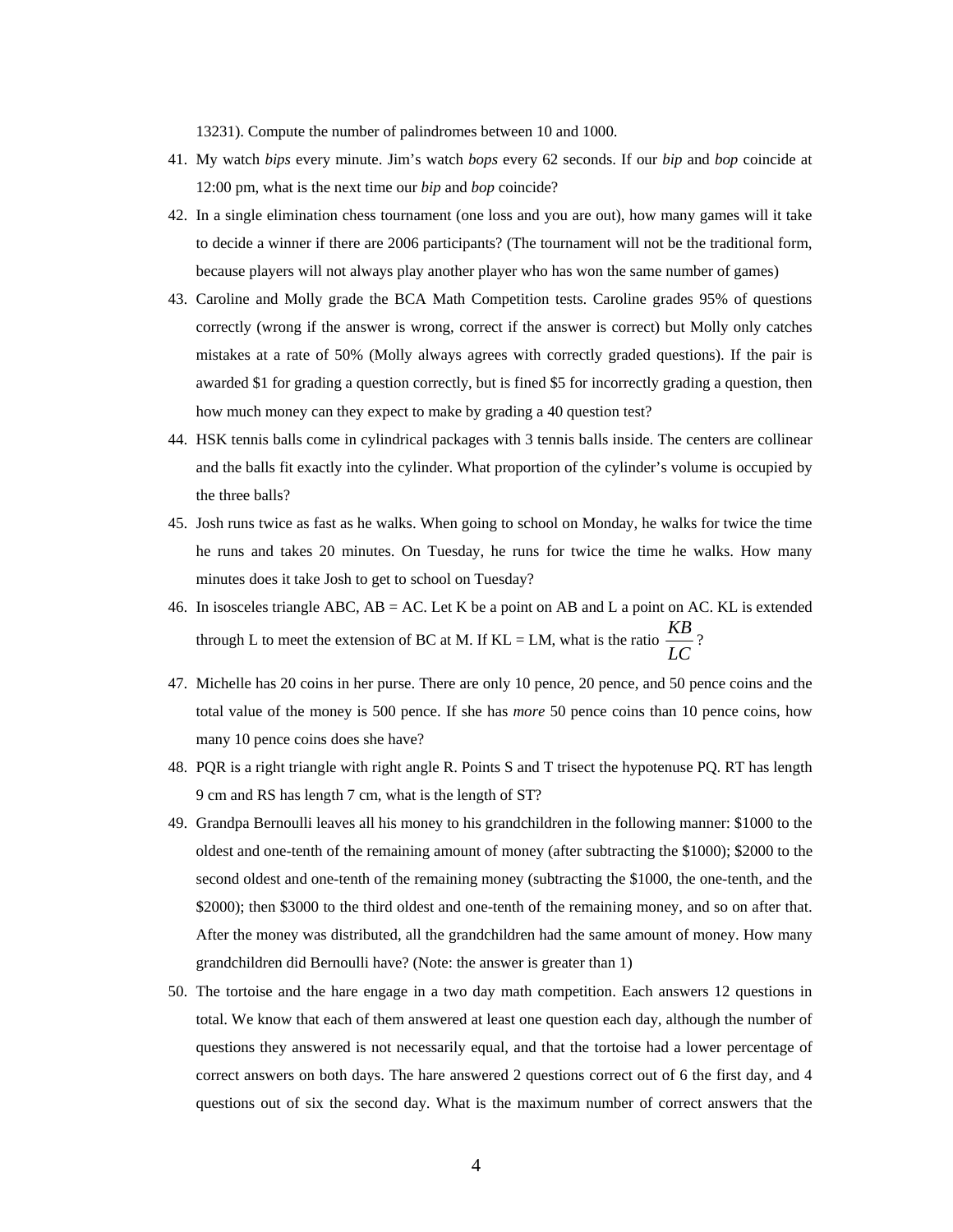13231). Compute the number of palindromes between 10 and 1000.

41. My watch *bips* every minute. Jim's watch *bops* every 62 seconds. If our *bip* and *bop* coincide at 12:00 pm, what is the next time our *bip* and *bop* coincide?

42. In a single elimination chess tournament (one loss and you are out), how many games will it take to decide a winner if there are 2006 participants? (The tournament will not be the traditional form, because players will not always play another player who has won the same number of games)

43. Caroline and Molly grade the BCA Math Competition tests. Caroline grades 95% of questions correctly (wrong if the answer is wrong, correct if the answer is correct) but Molly only catches mistakes at a rate of 50% (Molly always agrees with correctly graded questions). If the pair is awarded \$1 for grading a question correctly, but is fined \$5 for incorrectly grading a question, then how much money can they expect to make by grading a 40 question test?

44. HSK tennis balls come in cylindrical packages with 3 tennis balls inside. The centers are collinear and the balls fit exactly into the cylinder. What proportion of the cylinder's volume is occupied by the three balls?

45. Josh runs twice as fast as he walks. When going to school on Monday, he walks for twice the time he runs and takes 20 minutes. On Tuesday, he runs for twice the time he walks. How many minutes does it take Josh to get to school on Tuesday?

46. In isosceles triangle ABC, AB = AC. Let K be a point on AB and L a point on AC. KL is extended through L to meet the extension of BC at M. If KL = LM, what is the ratio $\frac{KB}{LC}$?

47. Michelle has 20 coins in her purse. There are only 10 pence, 20 pence, and 50 pence coins and the total value of the money is 500 pence. If she has *more* 50 pence coins than 10 pence coins, how many 10 pence coins does she have?

48. PQR is a right triangle with right angle R. Points S and T trisect the hypotenuse PQ. RT has length 9 cm and RS has length 7 cm, what is the length of ST?

49. Grandpa Bernoulli leaves all his money to his grandchildren in the following manner: \$1000 to the oldest and one-tenth of the remaining amount of money (after subtracting the \$1000); \$2000 to the second oldest and one-tenth of the remaining money (subtracting the \$1000, the one-tenth, and the \$2000); then \$3000 to the third oldest and one-tenth of the remaining money, and so on after that. After the money was distributed, all the grandchildren had the same amount of money. How many grandchildren did Bernoulli have? (Note: the answer is greater than 1)

50. The tortoise and the hare engage in a two day math competition. Each answers 12 questions in total. We know that each of them answered at least one question each day, although the number of questions they answered is not necessarily equal, and that the tortoise had a lower percentage of correct answers on both days. The hare answered 2 questions correct out of 6 the first day, and 4 questions out of six the second day. What is the maximum number of correct answers that the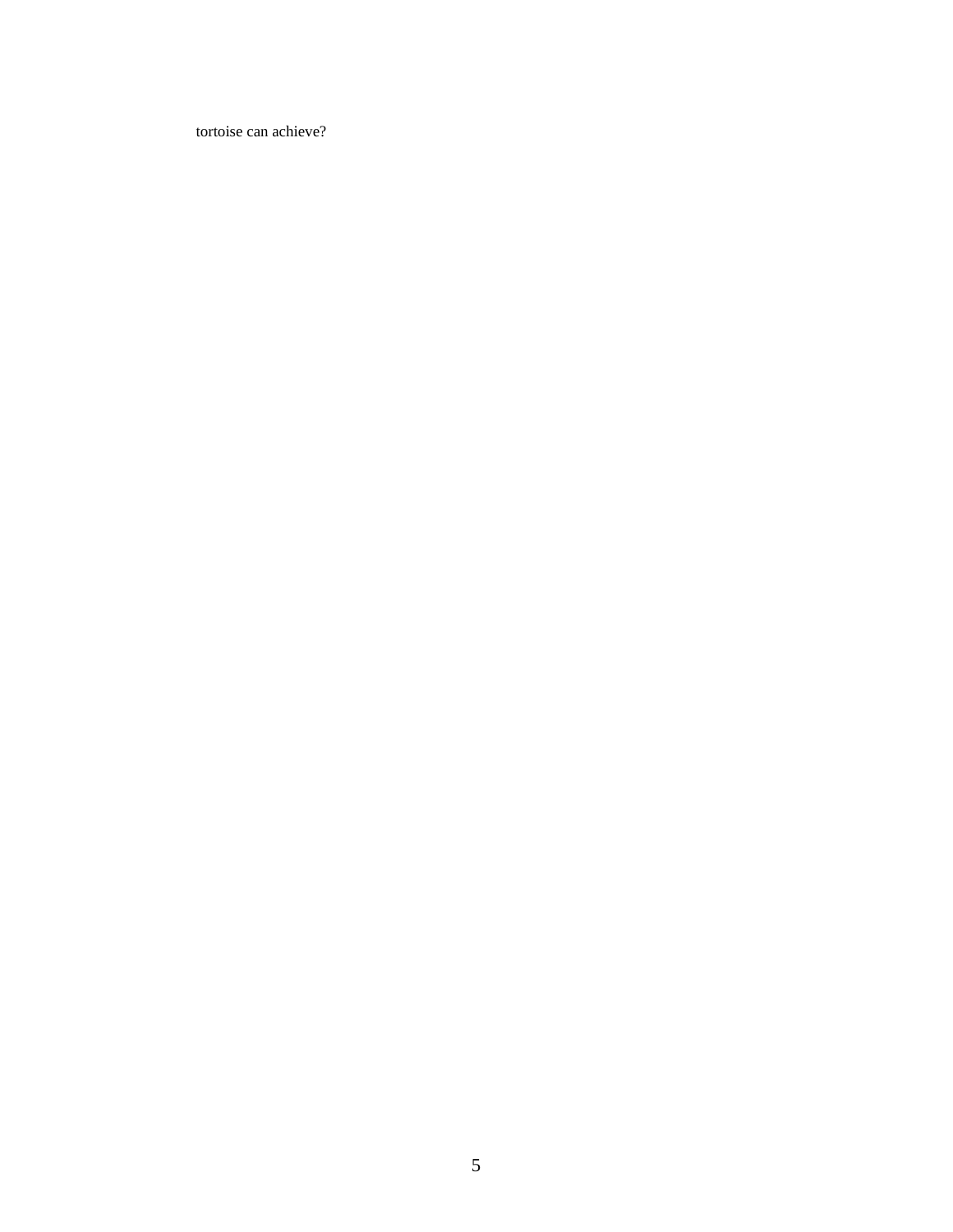tortoise can achieve?